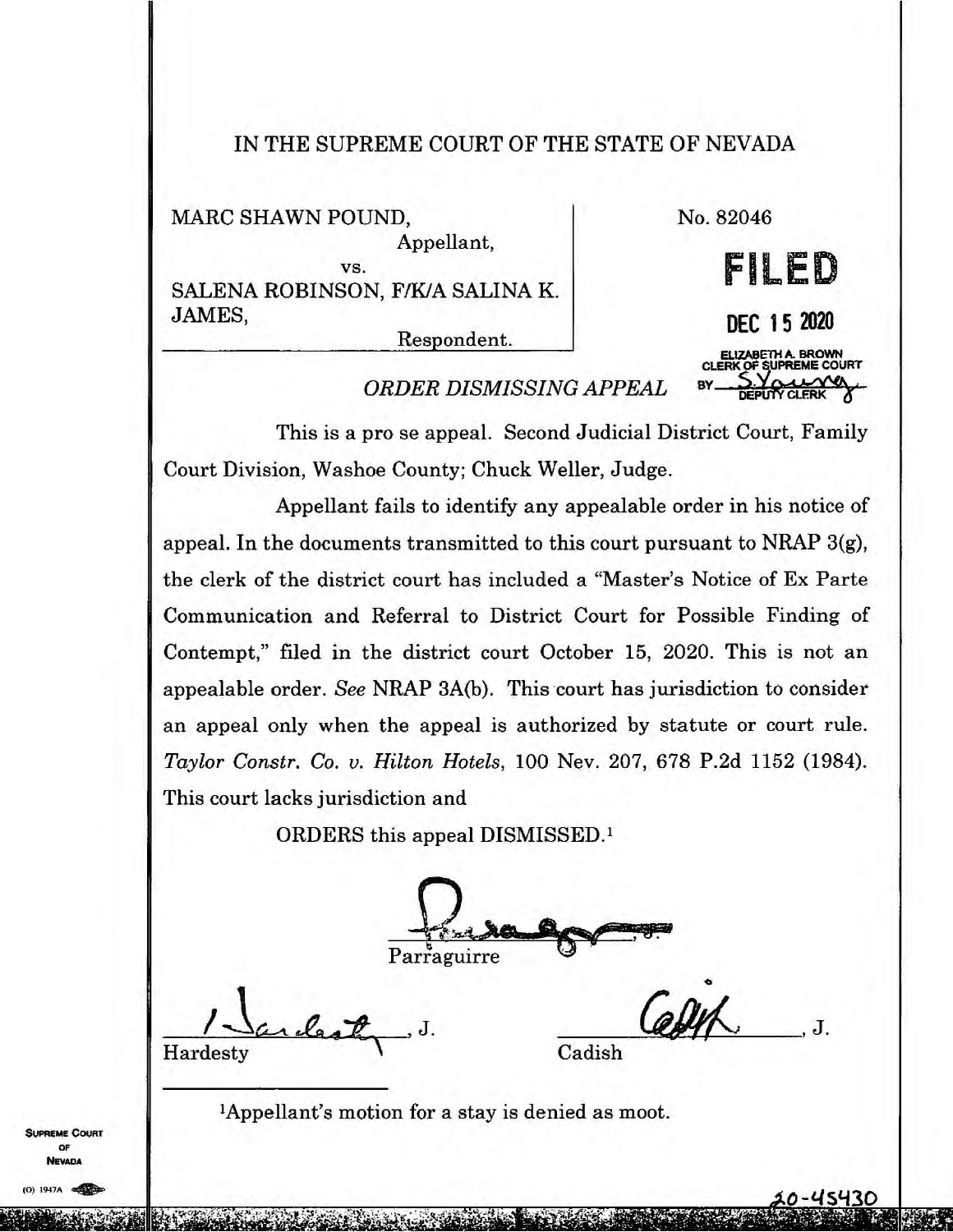# IN THE SUPREME COURT OF THE STATE OF NEVADA

MARC SHAWN POUND,
Appellant,
vs.
SALENA ROBINSON, F/K/A SALINA K. JAMES,
Respondent.

No. 82046

**FILED**

DEC 15 2020

ELIZABETH A. BROWN
CLERK OF SUPREME COURT
BY S. Young
DEPUTY CLERK

## *ORDER DISMISSING APPEAL*

This is a pro se appeal. Second Judicial District Court, Family Court Division, Washoe County; Chuck Weller, Judge.

Appellant fails to identify any appealable order in his notice of appeal. In the documents transmitted to this court pursuant to NRAP 3(g), the clerk of the district court has included a "Master's Notice of Ex Parte Communication and Referral to District Court for Possible Finding of Contempt," filed in the district court October 15, 2020. This is not an appealable order. *See* NRAP 3A(b). This court has jurisdiction to consider an appeal only when the appeal is authorized by statute or court rule. *Taylor Constr. Co. v. Hilton Hotels*, 100 Nev. 207, 678 P.2d 1152 (1984). This court lacks jurisdiction and

ORDERS this appeal DISMISSED.[1]

_______________, C.J.
Parraguirre

_______________, J.
Hardesty

_______________, J.
Cadish

---

[1]Appellant's motion for a stay is denied as moot.

20-45430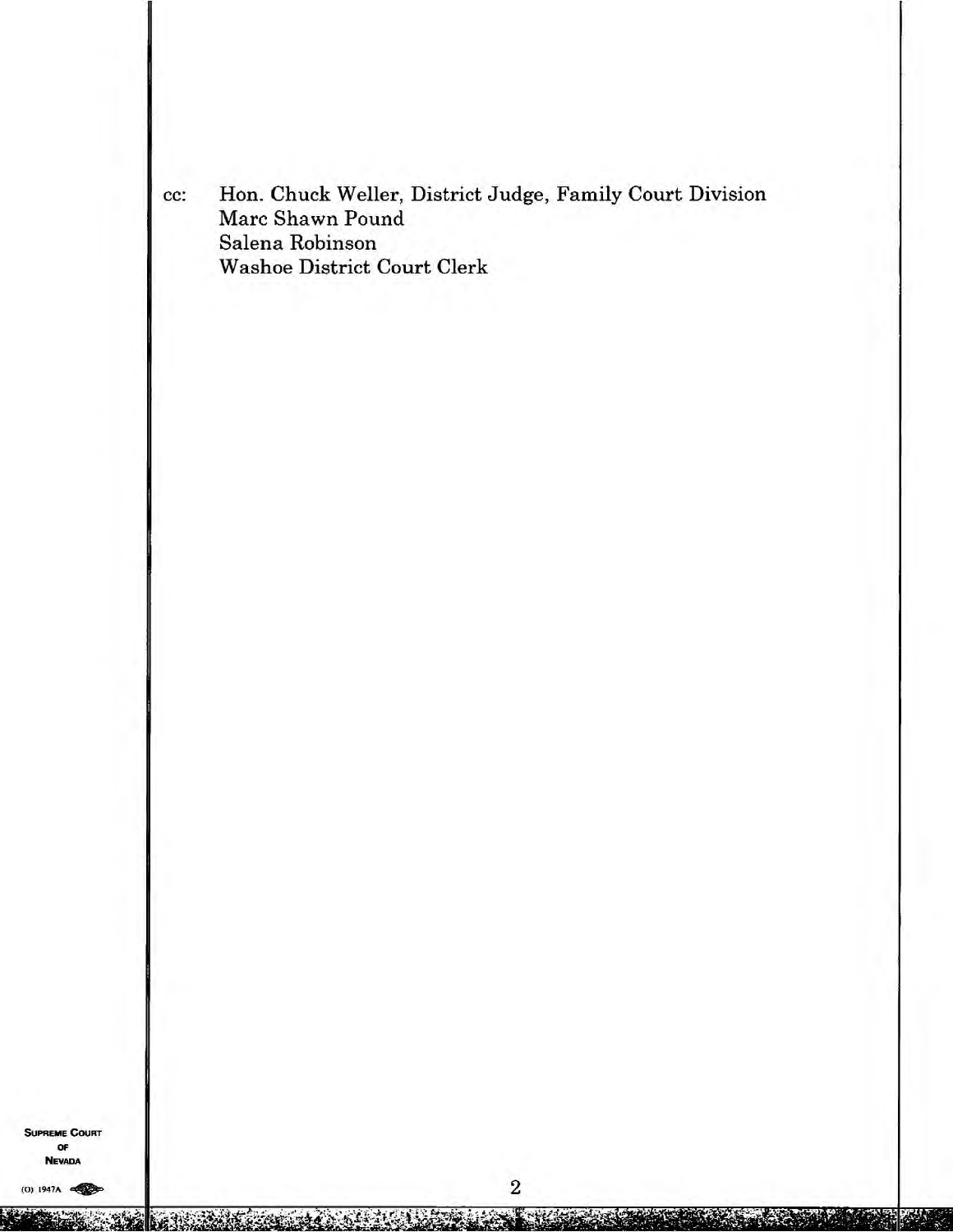cc: Hon. Chuck Weller, District Judge, Family Court Division
Marc Shawn Pound
Salena Robinson
Washoe District Court Clerk